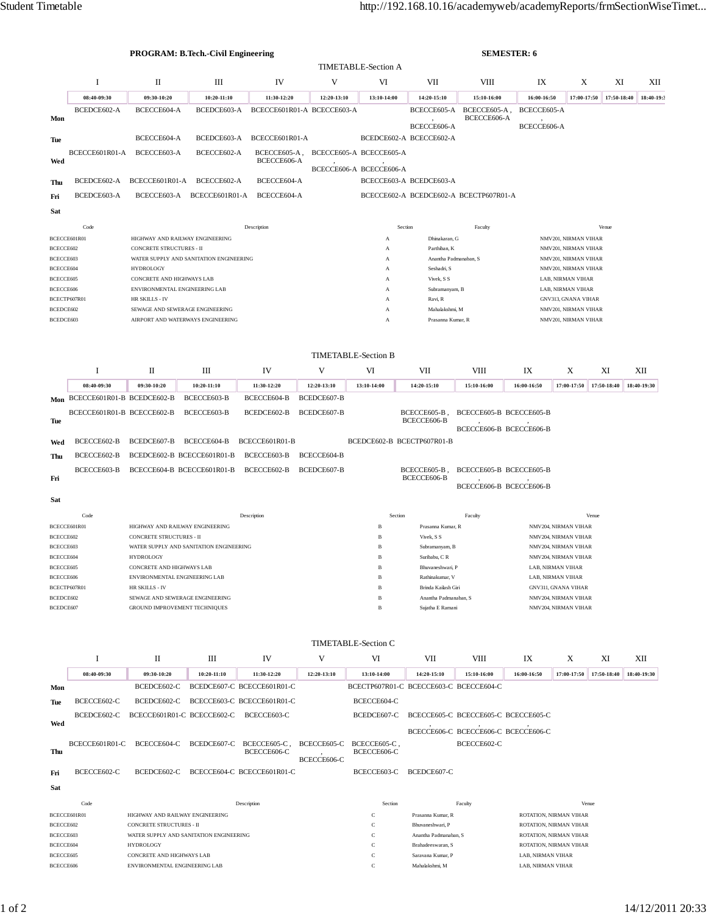**PROGRAM: B.Tech.-Civil Engineering** | **SEMESTER: 6**

## TIMETABLE-Section A

| | I | II | III | IV | V | VI | VII | VIII | IX | X | XI | XII |
|---|---|---|---|---|---|---|---|---|---|---|---|---|
| | 08:40-09:30 | 09:30-10:20 | 10:20-11:10 | 11:30-12:20 | 12:20-13:10 | 13:10-14:00 | 14:20-15:10 | 15:10-16:00 | 16:00-16:50 | 17:00-17:50 | 17:50-18:40 | 18:40-19:3 |
| **Mon** | BCEDCE602-A | BCECCE604-A | BCEDCE603-A | BCECCE601R01-A | BCECCE603-A | | BCECCE605-A , BCECCE606-A | BCECCE605-A , BCECCE606-A | BCECCE605-A , BCECCE606-A | | | |
| **Tue** | | BCECCE604-A | BCEDCE603-A | BCECCE601R01-A | | BCEDCE602-A | BCECCE602-A | | | | | |
| **Wed** | BCECCE601R01-A | BCECCE603-A | BCECCE602-A | BCECCE605-A , BCECCE606-A | BCECCE605-A , BCECCE606-A | BCECCE605-A , BCECCE606-A | | | | | | |
| **Thu** | BCEDCE602-A | BCECCE601R01-A | BCECCE602-A | BCECCE604-A | | BCECCE603-A | BCEDCE603-A | | | | | |
| **Fri** | BCEDCE603-A | BCECCE603-A | BCECCE601R01-A | BCECCE604-A | | BCECCE602-A | BCEDCE602-A | BCECTP607R01-A | | | | |
| **Sat** | | | | | | | | | | | | |

| Code | Description | Section | Faculty | Venue |
|---|---|---|---|---|
| BCECCE601R01 | HIGHWAY AND RAILWAY ENGINEERING | A | Dhinakaran, G | NMV201, NIRMAN VIHAR |
| BCECCE602 | CONCRETE STRUCTURES - II | A | Parthiban, K | NMV201, NIRMAN VIHAR |
| BCECCE603 | WATER SUPPLY AND SANITATION ENGINEERING | A | Anantha Padmanaban, S | NMV201, NIRMAN VIHAR |
| BCECCE604 | HYDROLOGY | A | Seshadri, S | NMV201, NIRMAN VIHAR |
| BCECCE605 | CONCRETE AND HIGHWAYS LAB | A | Vivek, S S | LAB, NIRMAN VIHAR |
| BCECCE606 | ENVIRONMENTAL ENGINEERING LAB | A | Subramanyam, B | LAB, NIRMAN VIHAR |
| BCECTP607R01 | HR SKILLS - IV | A | Ravi, R | GNV313, GNANA VIHAR |
| BCEDCE602 | SEWAGE AND SEWERAGE ENGINEERING | A | Mahalakshmi, M | NMV201, NIRMAN VIHAR |
| BCEDCE603 | AIRPORT AND WATERWAYS ENGINEERING | A | Prasanna Kumar, R | NMV201, NIRMAN VIHAR |

## TIMETABLE-Section B

| | I | II | III | IV | V | VI | VII | VIII | IX | X | XI | XII |
|---|---|---|---|---|---|---|---|---|---|---|---|---|
| | 08:40-09:30 | 09:30-10:20 | 10:20-11:10 | 11:30-12:20 | 12:20-13:10 | 13:10-14:00 | 14:20-15:10 | 15:10-16:00 | 16:00-16:50 | 17:00-17:50 | 17:50-18:40 | 18:40-19:30 |
| **Mon** | BCECCE601R01-B | BCEDCE602-B | BCECCE603-B | BCECCE604-B | BCEDCE607-B | | | | | | | |
| **Tue** | BCECCE601R01-B | BCECCE602-B | BCECCE603-B | BCEDCE602-B | BCEDCE607-B | | BCECCE605-B , BCECCE606-B | BCECCE605-B , BCECCE606-B | BCECCE605-B , BCECCE606-B | | | |
| **Wed** | BCECCE602-B | BCEDCE607-B | BCECCE604-B | BCECCE601R01-B | | BCEDCE602-B | BCECTP607R01-B | | | | | |
| **Thu** | BCECCE602-B | BCEDCE602-B | BCECCE601R01-B | BCECCE603-B | BCECCE604-B | | | | | | | |
| **Fri** | BCECCE603-B | BCECCE604-B | BCECCE601R01-B | BCECCE602-B | BCEDCE607-B | | BCECCE605-B , BCECCE606-B | BCECCE605-B , BCECCE606-B | BCECCE605-B , BCECCE606-B | | | |
| **Sat** | | | | | | | | | | | | |

| Code | Description | Section | Faculty | Venue |
|---|---|---|---|---|
| BCECCE601R01 | HIGHWAY AND RAILWAY ENGINEERING | B | Prasanna Kumar, R | NMV204, NIRMAN VIHAR |
| BCECCE602 | CONCRETE STRUCTURES - II | B | Vivek, S S | NMV204, NIRMAN VIHAR |
| BCECCE603 | WATER SUPPLY AND SANITATION ENGINEERING | B | Subramanyam, B | NMV204, NIRMAN VIHAR |
| BCECCE604 | HYDROLOGY | B | Suribabu, C R | NMV204, NIRMAN VIHAR |
| BCECCE605 | CONCRETE AND HIGHWAYS LAB | B | Bhuvaneshwari, P | LAB, NIRMAN VIHAR |
| BCECCE606 | ENVIRONMENTAL ENGINEERING LAB | B | Rathinakumar, V | LAB, NIRMAN VIHAR |
| BCECTP607R01 | HR SKILLS - IV | B | Brinda Kailash Giri | GNV311, GNANA VIHAR |
| BCEDCE602 | SEWAGE AND SEWERAGE ENGINEERING | B | Anantha Padmanaban, S | NMV204, NIRMAN VIHAR |
| BCEDCE607 | GROUND IMPROVEMENT TECHNIQUES | B | Sujatha E Ramani | NMV204, NIRMAN VIHAR |

## TIMETABLE-Section C

| | I | II | III | IV | V | VI | VII | VIII | IX | X | XI | XII |
|---|---|---|---|---|---|---|---|---|---|---|---|---|
| | 08:40-09:30 | 09:30-10:20 | 10:20-11:10 | 11:30-12:20 | 12:20-13:10 | 13:10-14:00 | 14:20-15:10 | 15:10-16:00 | 16:00-16:50 | 17:00-17:50 | 17:50-18:40 | 18:40-19:30 |
| **Mon** | | BCEDCE602-C | BCEDCE607-C | BCECCE601R01-C | | BCECTP607R01-C | BCECCE603-C | BCECCE604-C | | | | |
| **Tue** | BCECCE602-C | BCEDCE602-C | BCECCE603-C | BCECCE601R01-C | | BCECCE604-C | | | | | | |
| **Wed** | BCEDCE602-C | BCECCE601R01-C | BCECCE602-C | BCECCE603-C | | BCEDCE607-C | BCECCE605-C , BCECCE606-C | BCECCE605-C , BCECCE606-C | BCECCE605-C , BCECCE606-C | | | |
| **Thu** | BCECCE601R01-C | BCECCE604-C | BCEDCE607-C | BCECCE605-C , BCECCE606-C | BCECCE605-C , BCECCE606-C | BCECCE605-C , BCECCE606-C | | BCECCE602-C | | | | |
| **Fri** | BCECCE602-C | BCEDCE602-C | BCECCE604-C | BCECCE601R01-C | | BCECCE603-C | BCEDCE607-C | | | | | |
| **Sat** | | | | | | | | | | | | |

| Code | Description | Section | Faculty | Venue |
|---|---|---|---|---|
| BCECCE601R01 | HIGHWAY AND RAILWAY ENGINEERING | C | Prasanna Kumar, R | ROTATION, NIRMAN VIHAR |
| BCECCE602 | CONCRETE STRUCTURES - II | C | Bhuvaneshwari, P | ROTATION, NIRMAN VIHAR |
| BCECCE603 | WATER SUPPLY AND SANITATION ENGINEERING | C | Anantha Padmanaban, S | ROTATION, NIRMAN VIHAR |
| BCECCE604 | HYDROLOGY | C | Brahadeeswaran, S | ROTATION, NIRMAN VIHAR |
| BCECCE605 | CONCRETE AND HIGHWAYS LAB | C | Saravana Kumar, P | LAB, NIRMAN VIHAR |
| BCECCE606 | ENVIRONMENTAL ENGINEERING LAB | C | Mahalakshmi, M | LAB, NIRMAN VIHAR |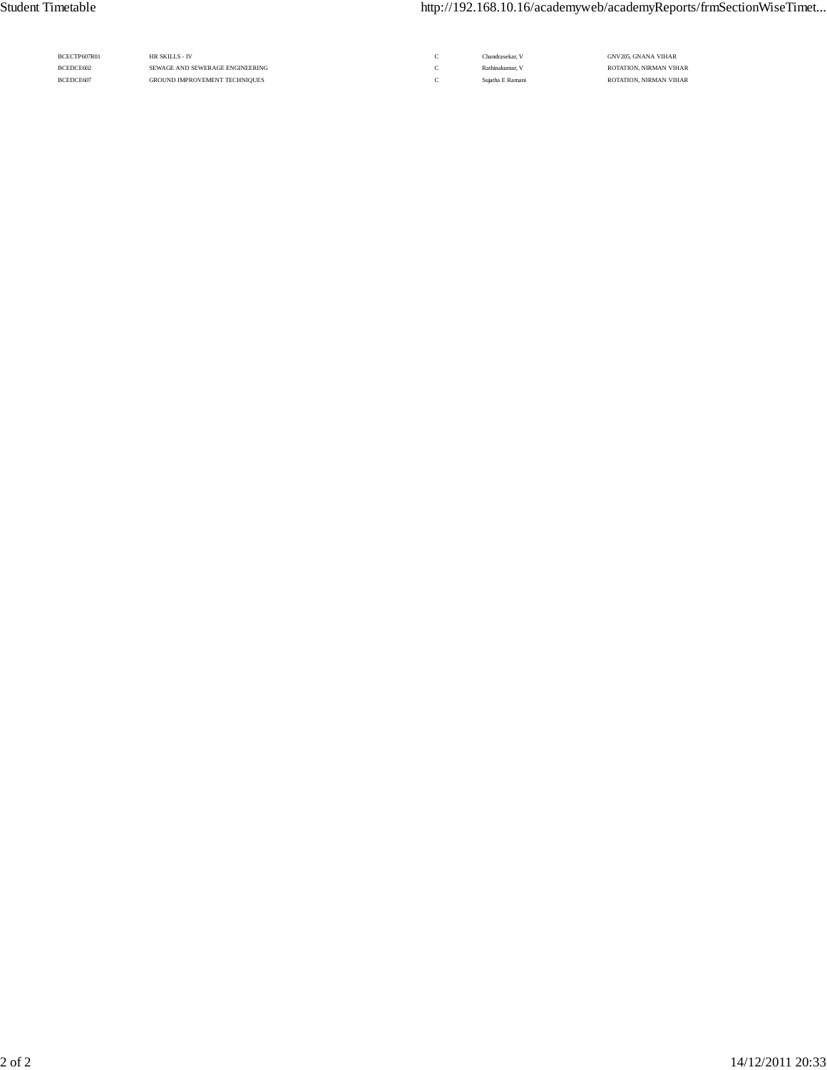| | | | | |
|---|---|---|---|---|
| BCECTP607R01 | HR SKILLS - IV | C | Chandrasekar, V | GNV205, GNANA VIHAR |
| BCEDCE602 | SEWAGE AND SEWERAGE ENGINEERING | C | Rathinakumar, V | ROTATION, NIRMAN VIHAR |
| BCEDCE607 | GROUND IMPROVEMENT TECHNIQUES | C | Sujatha E Ramani | ROTATION, NIRMAN VIHAR |